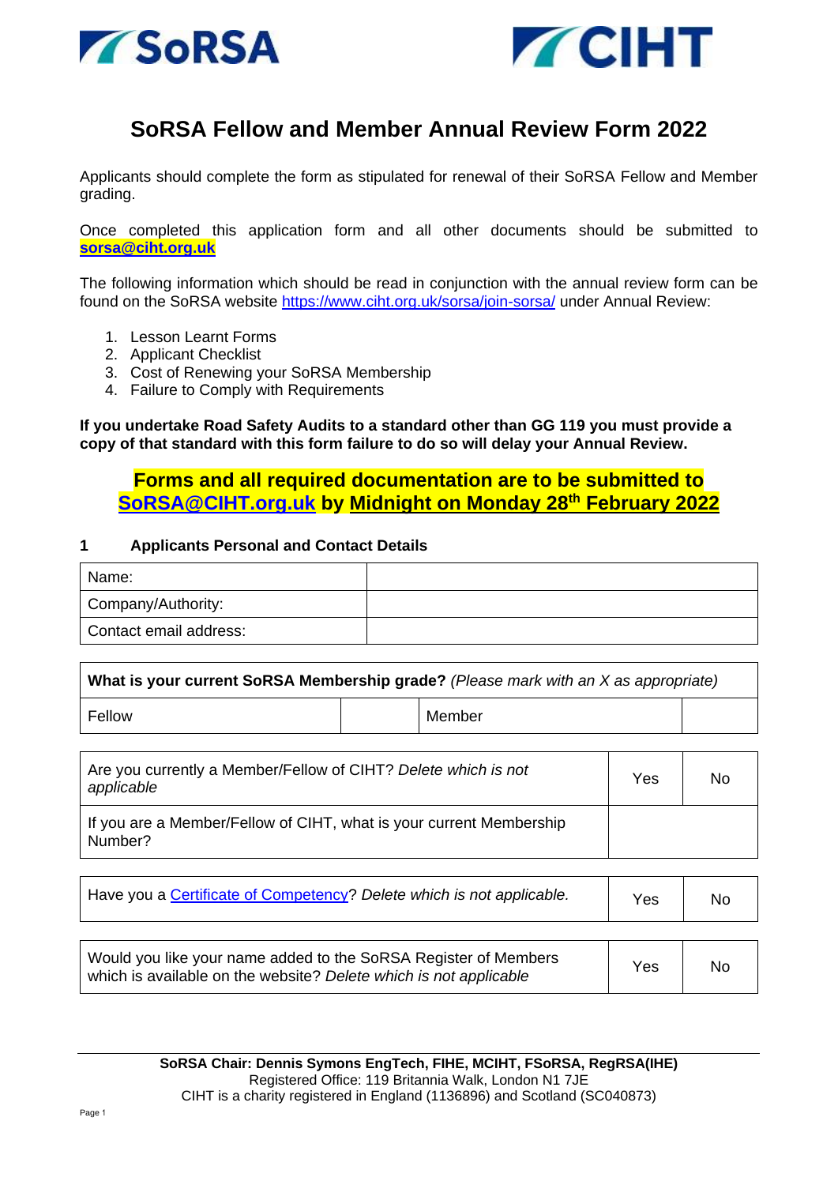SoRSA CIHT

# SoRSA Fellow and Member Annual Review Form 2022

Applicants should complete the form as stipulated for renewal of their SoRSA Fellow and Member grading.

Once completed this application form and all other documents should be submitted to **sorsa@ciht.org.uk**

The following information which should be read in conjunction with the annual review form can be found on the SoRSA website https://www.ciht.org.uk/sorsa/join-sorsa/ under Annual Review:

1. Lesson Learnt Forms
2. Applicant Checklist
3. Cost of Renewing your SoRSA Membership
4. Failure to Comply with Requirements

**If you undertake Road Safety Audits to a standard other than GG 119 you must provide a copy of that standard with this form failure to do so will delay your Annual Review.**

**Forms and all required documentation are to be submitted to SoRSA@CIHT.org.uk by Midnight on Monday 28th February 2022**

## 1 Applicants Personal and Contact Details

| Name: | |
|---|---|
| Company/Authority: | |
| Contact email address: | |

| **What is your current SoRSA Membership grade?** *(Please mark with an X as appropriate)* | | | |
|---|---|---|---|
| Fellow | | Member | |

| Are you currently a Member/Fellow of CIHT? *Delete which is not applicable* | Yes | No |
|---|---|---|
| If you are a Member/Fellow of CIHT, what is your current Membership Number? | | |

| Have you a Certificate of Competency? *Delete which is not applicable.* | Yes | No |
|---|---|---|

| Would you like your name added to the SoRSA Register of Members which is available on the website? *Delete which is not applicable* | Yes | No |
|---|---|---|

**SoRSA Chair: Dennis Symons EngTech, FIHE, MCIHT, FSoRSA, RegRSA(IHE)**
Registered Office: 119 Britannia Walk, London N1 7JE
CIHT is a charity registered in England (1136896) and Scotland (SC040873)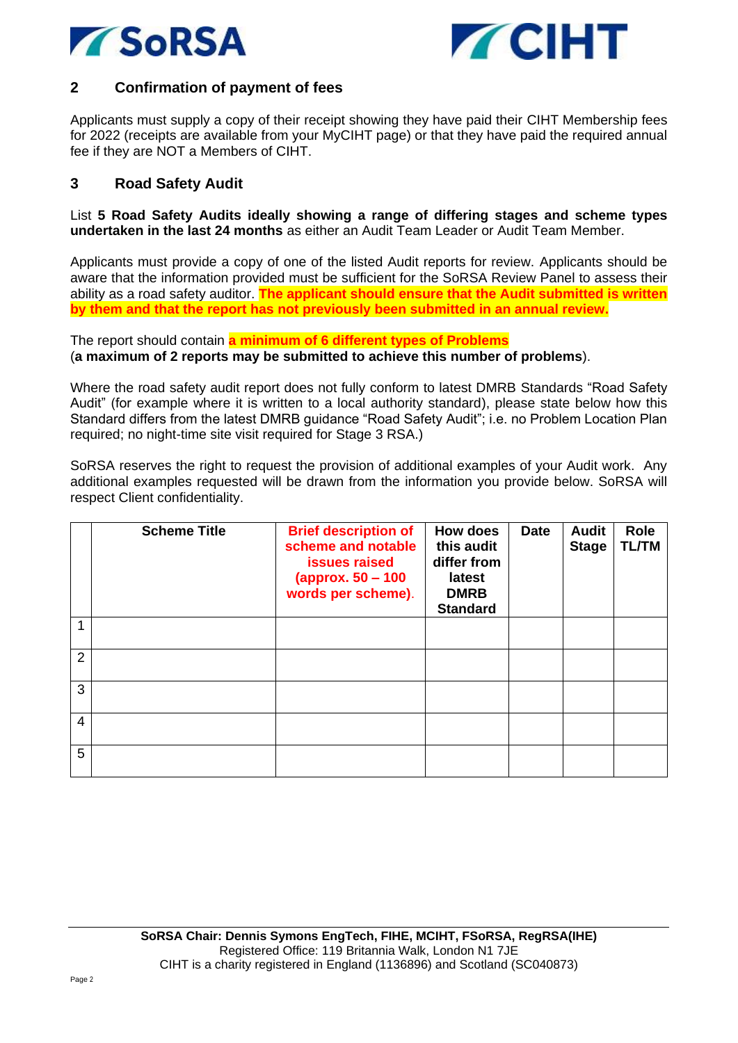## 2 Confirmation of payment of fees

Applicants must supply a copy of their receipt showing they have paid their CIHT Membership fees for 2022 (receipts are available from your MyCIHT page) or that they have paid the required annual fee if they are NOT a Members of CIHT.

## 3 Road Safety Audit

List **5 Road Safety Audits ideally showing a range of differing stages and scheme types undertaken in the last 24 months** as either an Audit Team Leader or Audit Team Member.

Applicants must provide a copy of one of the listed Audit reports for review. Applicants should be aware that the information provided must be sufficient for the SoRSA Review Panel to assess their ability as a road safety auditor. **The applicant should ensure that the Audit submitted is written by them and that the report has not previously been submitted in an annual review.**

The report should contain **a minimum of 6 different types of Problems**
(**a maximum of 2 reports may be submitted to achieve this number of problems**).

Where the road safety audit report does not fully conform to latest DMRB Standards "Road Safety Audit" (for example where it is written to a local authority standard), please state below how this Standard differs from the latest DMRB guidance "Road Safety Audit"; i.e. no Problem Location Plan required; no night-time site visit required for Stage 3 RSA.)

SoRSA reserves the right to request the provision of additional examples of your Audit work. Any additional examples requested will be drawn from the information you provide below. SoRSA will respect Client confidentiality.

| | Scheme Title | Brief description of scheme and notable issues raised (approx. 50 – 100 words per scheme). | How does this audit differ from latest DMRB Standard | Date | Audit Stage | Role TL/TM |
|---|---|---|---|---|---|---|
| 1 | | | | | | |
| 2 | | | | | | |
| 3 | | | | | | |
| 4 | | | | | | |
| 5 | | | | | | |

**SoRSA Chair: Dennis Symons EngTech, FIHE, MCIHT, FSoRSA, RegRSA(IHE)**
Registered Office: 119 Britannia Walk, London N1 7JE
CIHT is a charity registered in England (1136896) and Scotland (SC040873)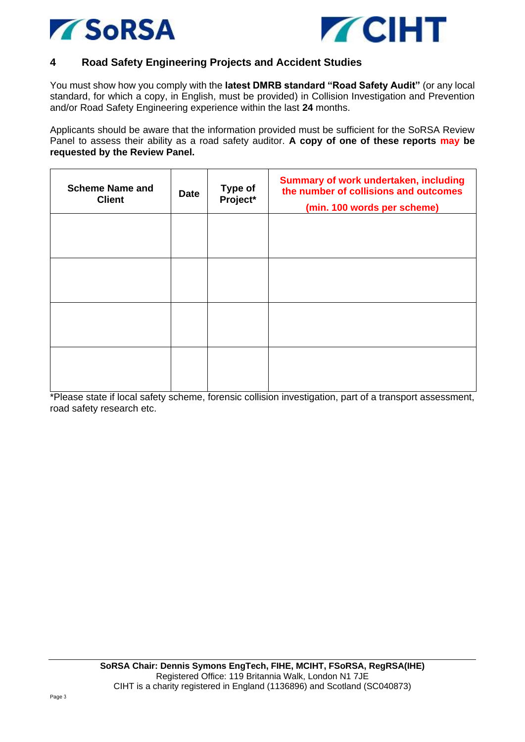## 4 Road Safety Engineering Projects and Accident Studies

You must show how you comply with the **latest DMRB standard "Road Safety Audit"** (or any local standard, for which a copy, in English, must be provided) in Collision Investigation and Prevention and/or Road Safety Engineering experience within the last **24** months.

Applicants should be aware that the information provided must be sufficient for the SoRSA Review Panel to assess their ability as a road safety auditor. **A copy of one of these reports may be requested by the Review Panel.**

| Scheme Name and Client | Date | Type of Project* | Summary of work undertaken, including the number of collisions and outcomes (min. 100 words per scheme) |
|---|---|---|---|
| | | | |
| | | | |
| | | | |
| | | | |

*Please state if local safety scheme, forensic collision investigation, part of a transport assessment, road safety research etc.

**SoRSA Chair: Dennis Symons EngTech, FIHE, MCIHT, FSoRSA, RegRSA(IHE)**
Registered Office: 119 Britannia Walk, London N1 7JE
CIHT is a charity registered in England (1136896) and Scotland (SC040873)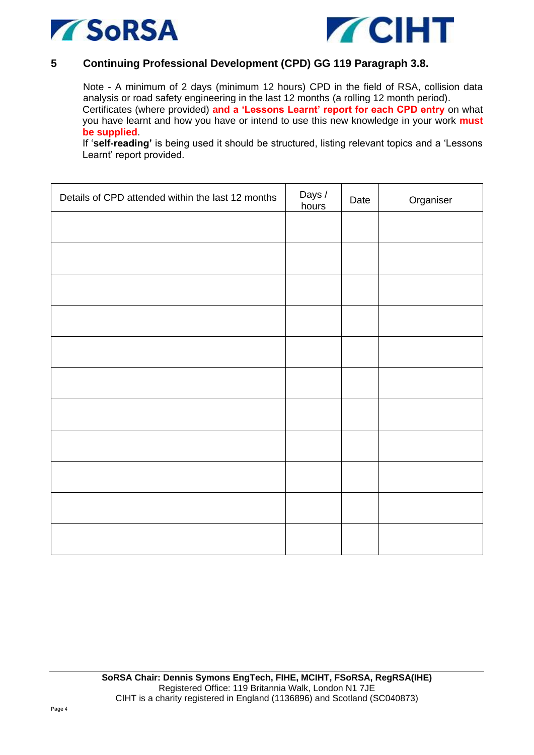## 5 Continuing Professional Development (CPD) GG 119 Paragraph 3.8.

Note - A minimum of 2 days (minimum 12 hours) CPD in the field of RSA, collision data analysis or road safety engineering in the last 12 months (a rolling 12 month period). Certificates (where provided) **and a 'Lessons Learnt' report for each CPD entry** on what you have learnt and how you have or intend to use this new knowledge in your work **must be supplied**.

If '**self-reading'** is being used it should be structured, listing relevant topics and a 'Lessons Learnt' report provided.

| Details of CPD attended within the last 12 months | Days / hours | Date | Organiser |
|---|---|---|---|
| | | | |
| | | | |
| | | | |
| | | | |
| | | | |
| | | | |
| | | | |
| | | | |
| | | | |
| | | | |
| | | | |

**SoRSA Chair: Dennis Symons EngTech, FIHE, MCIHT, FSoRSA, RegRSA(IHE)**
Registered Office: 119 Britannia Walk, London N1 7JE
CIHT is a charity registered in England (1136896) and Scotland (SC040873)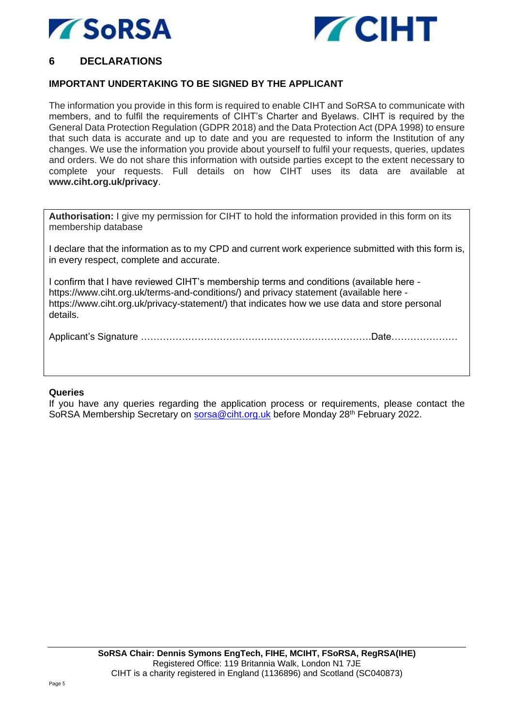## 6 DECLARATIONS

### IMPORTANT UNDERTAKING TO BE SIGNED BY THE APPLICANT

The information you provide in this form is required to enable CIHT and SoRSA to communicate with members, and to fulfil the requirements of CIHT's Charter and Byelaws. CIHT is required by the General Data Protection Regulation (GDPR 2018) and the Data Protection Act (DPA 1998) to ensure that such data is accurate and up to date and you are requested to inform the Institution of any changes. We use the information you provide about yourself to fulfil your requests, queries, updates and orders. We do not share this information with outside parties except to the extent necessary to complete your requests. Full details on how CIHT uses its data are available at **www.ciht.org.uk/privacy**.

**Authorisation:** I give my permission for CIHT to hold the information provided in this form on its membership database

I declare that the information as to my CPD and current work experience submitted with this form is, in every respect, complete and accurate.

I confirm that I have reviewed CIHT's membership terms and conditions (available here - https://www.ciht.org.uk/terms-and-conditions/) and privacy statement (available here - https://www.ciht.org.uk/privacy-statement/) that indicates how we use data and store personal details.

Applicant's Signature ……………………………………………………………….Date…………………

**Queries**

If you have any queries regarding the application process or requirements, please contact the SoRSA Membership Secretary on sorsa@ciht.org.uk before Monday 28th February 2022.

**SoRSA Chair: Dennis Symons EngTech, FIHE, MCIHT, FSoRSA, RegRSA(IHE)**
Registered Office: 119 Britannia Walk, London N1 7JE
CIHT is a charity registered in England (1136896) and Scotland (SC040873)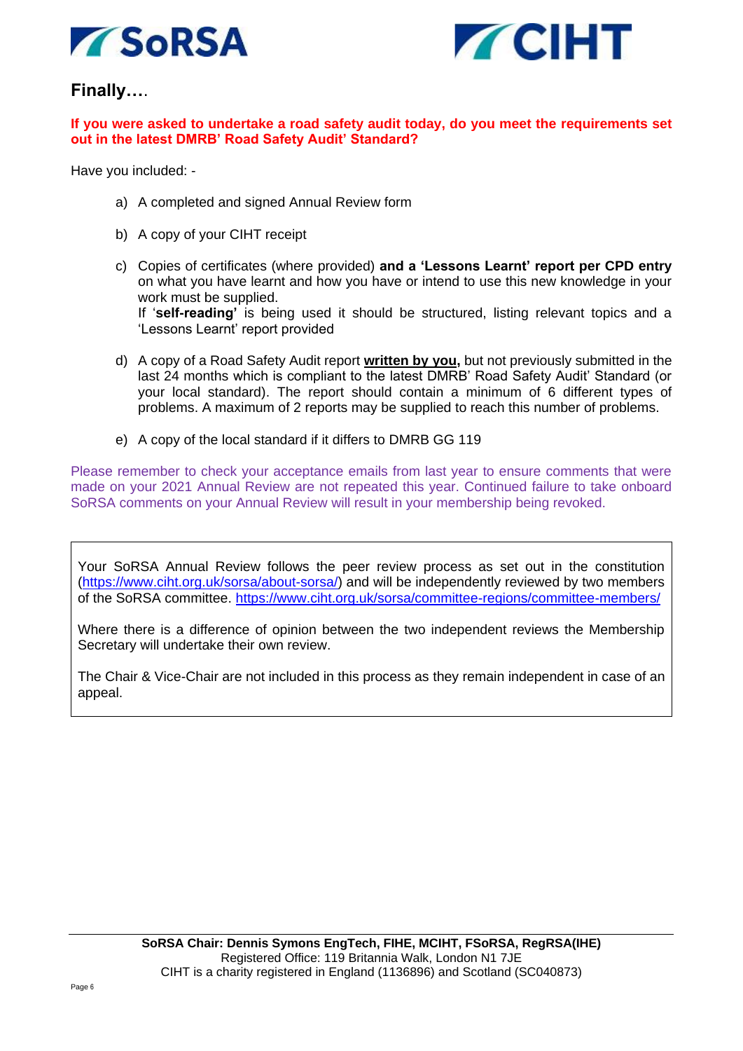## Finally….

**If you were asked to undertake a road safety audit today, do you meet the requirements set out in the latest DMRB' Road Safety Audit' Standard?**

Have you included: -

a) A completed and signed Annual Review form

b) A copy of your CIHT receipt

c) Copies of certificates (where provided) **and a 'Lessons Learnt' report per CPD entry** on what you have learnt and how you have or intend to use this new knowledge in your work must be supplied.
If '**self-reading'** is being used it should be structured, listing relevant topics and a 'Lessons Learnt' report provided

d) A copy of a Road Safety Audit report **written by you,** but not previously submitted in the last 24 months which is compliant to the latest DMRB' Road Safety Audit' Standard (or your local standard). The report should contain a minimum of 6 different types of problems. A maximum of 2 reports may be supplied to reach this number of problems.

e) A copy of the local standard if it differs to DMRB GG 119

Please remember to check your acceptance emails from last year to ensure comments that were made on your 2021 Annual Review are not repeated this year. Continued failure to take onboard SoRSA comments on your Annual Review will result in your membership being revoked.

Your SoRSA Annual Review follows the peer review process as set out in the constitution (https://www.ciht.org.uk/sorsa/about-sorsa/) and will be independently reviewed by two members of the SoRSA committee. https://www.ciht.org.uk/sorsa/committee-regions/committee-members/

Where there is a difference of opinion between the two independent reviews the Membership Secretary will undertake their own review.

The Chair & Vice-Chair are not included in this process as they remain independent in case of an appeal.

**SoRSA Chair: Dennis Symons EngTech, FIHE, MCIHT, FSoRSA, RegRSA(IHE)**
Registered Office: 119 Britannia Walk, London N1 7JE
CIHT is a charity registered in England (1136896) and Scotland (SC040873)